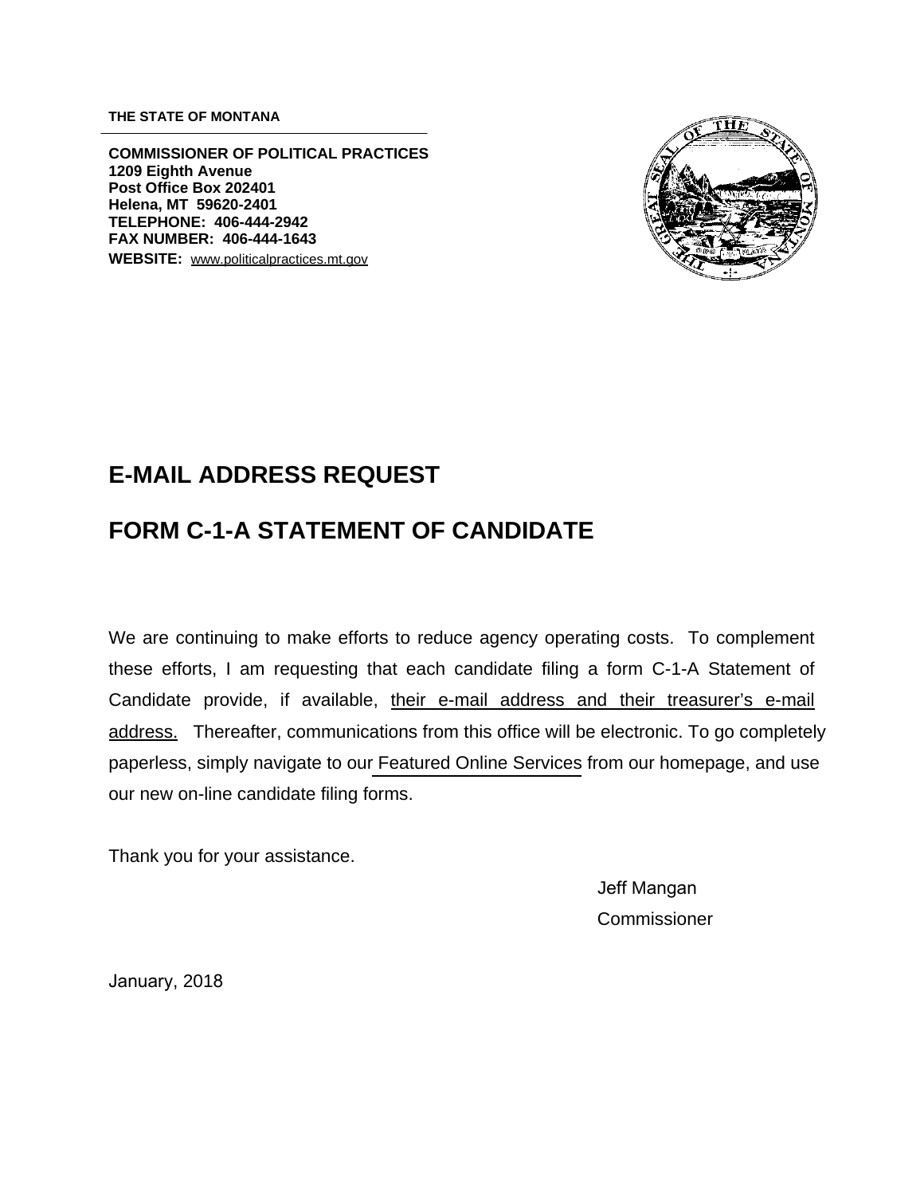**THE STATE OF MONTANA**

---

**COMMISSIONER OF POLITICAL PRACTICES**
**1209 Eighth Avenue**
**Post Office Box 202401**
**Helena, MT 59620-2401**
**TELEPHONE: 406-444-2942**
**FAX NUMBER: 406-444-1643**
**WEBSITE:** www.politicalpractices.mt.gov

# E-MAIL ADDRESS REQUEST

# FORM C-1-A STATEMENT OF CANDIDATE

We are continuing to make efforts to reduce agency operating costs. To complement these efforts, I am requesting that each candidate filing a form C-1-A Statement of Candidate provide, if available, their e-mail address and their treasurer's e-mail address. Thereafter, communications from this office will be electronic. To go completely paperless, simply navigate to our Featured Online Services from our homepage, and use our new on-line candidate filing forms.

Thank you for your assistance.

Jeff Mangan
Commissioner

January, 2018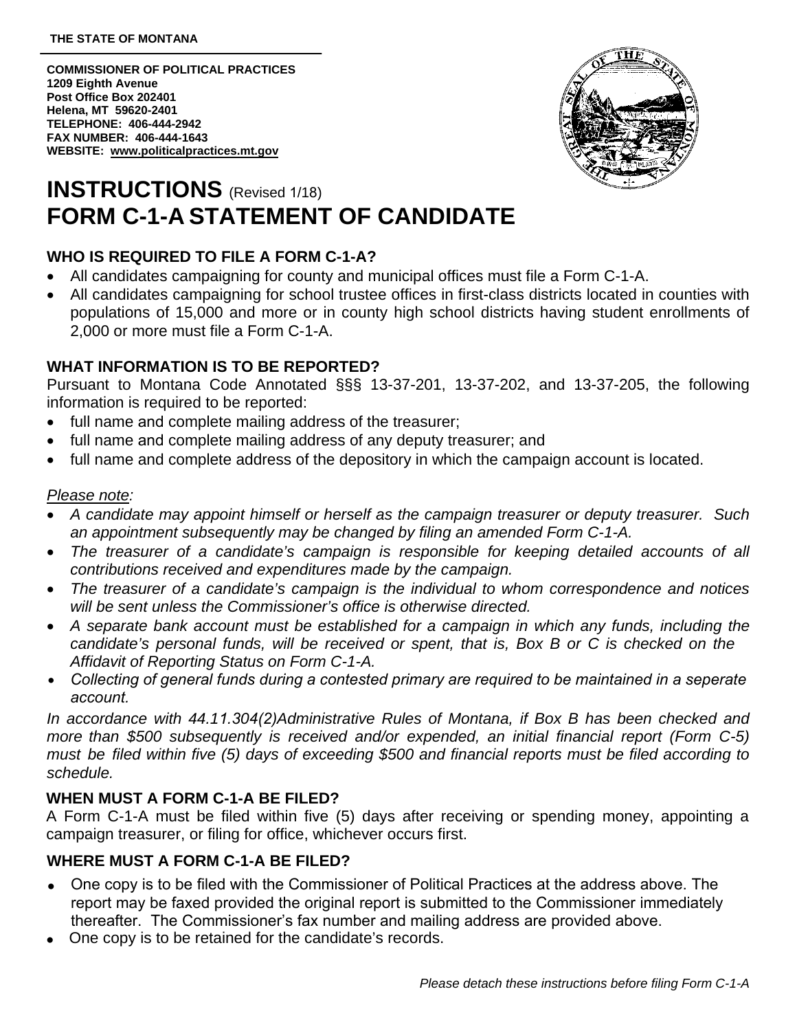THE STATE OF MONTANA

**COMMISSIONER OF POLITICAL PRACTICES**
**1209 Eighth Avenue**
**Post Office Box 202401**
**Helena, MT 59620-2401**
**TELEPHONE: 406-444-2942**
**FAX NUMBER: 406-444-1643**
**WEBSITE: www.politicalpractices.mt.gov**

# INSTRUCTIONS (Revised 1/18)
# FORM C-1-A STATEMENT OF CANDIDATE

### WHO IS REQUIRED TO FILE A FORM C-1-A?

- All candidates campaigning for county and municipal offices must file a Form C-1-A.
- All candidates campaigning for school trustee offices in first-class districts located in counties with populations of 15,000 and more or in county high school districts having student enrollments of 2,000 or more must file a Form C-1-A.

### WHAT INFORMATION IS TO BE REPORTED?

Pursuant to Montana Code Annotated §§§ 13-37-201, 13-37-202, and 13-37-205, the following information is required to be reported:

- full name and complete mailing address of the treasurer;
- full name and complete mailing address of any deputy treasurer; and
- full name and complete address of the depository in which the campaign account is located.

*Please note:*

- *A candidate may appoint himself or herself as the campaign treasurer or deputy treasurer. Such an appointment subsequently may be changed by filing an amended Form C-1-A.*
- *The treasurer of a candidate's campaign is responsible for keeping detailed accounts of all contributions received and expenditures made by the campaign.*
- *The treasurer of a candidate's campaign is the individual to whom correspondence and notices will be sent unless the Commissioner's office is otherwise directed.*
- *A separate bank account must be established for a campaign in which any funds, including the candidate's personal funds, will be received or spent, that is, Box B or C is checked on the Affidavit of Reporting Status on Form C-1-A.*
- *Collecting of general funds during a contested primary are required to be maintained in a seperate account.*

*In accordance with 44.11.304(2)Administrative Rules of Montana, if Box B has been checked and more than $500 subsequently is received and/or expended, an initial financial report (Form C-5) must be filed within five (5) days of exceeding $500 and financial reports must be filed according to schedule.*

### WHEN MUST A FORM C-1-A BE FILED?

A Form C-1-A must be filed within five (5) days after receiving or spending money, appointing a campaign treasurer, or filing for office, whichever occurs first.

### WHERE MUST A FORM C-1-A BE FILED?

- One copy is to be filed with the Commissioner of Political Practices at the address above. The report may be faxed provided the original report is submitted to the Commissioner immediately thereafter. The Commissioner's fax number and mailing address are provided above.
- One copy is to be retained for the candidate's records.

*Please detach these instructions before filing Form C-1-A*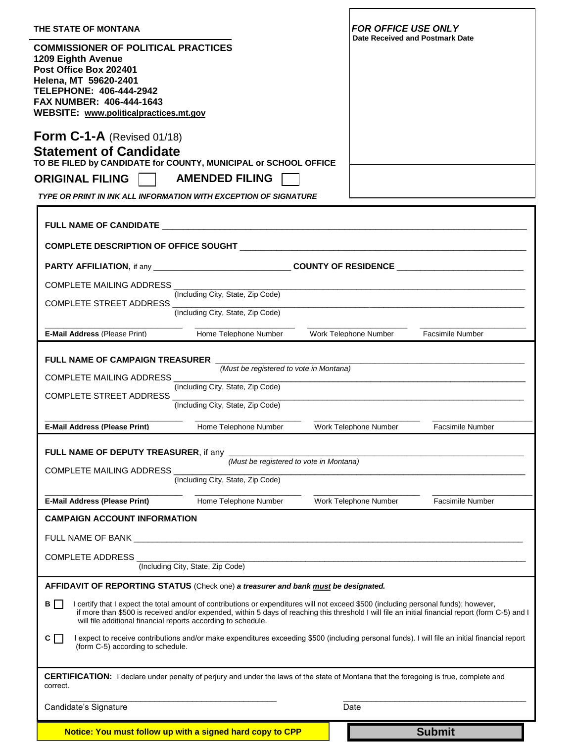THE STATE OF MONTANA

**COMMISSIONER OF POLITICAL PRACTICES**
**1209 Eighth Avenue**
**Post Office Box 202401**
**Helena, MT 59620-2401**
**TELEPHONE: 406-444-2942**
**FAX NUMBER: 406-444-1643**
**WEBSITE: www.politicalpractices.mt.gov**

*FOR OFFICE USE ONLY*
**Date Received and Postmark Date**

# Form C-1-A (Revised 01/18)

## Statement of Candidate

**TO BE FILED by CANDIDATE for COUNTY, MUNICIPAL or SCHOOL OFFICE**

**ORIGINAL FILING** ☐ **AMENDED FILING** ☐

*TYPE OR PRINT IN INK ALL INFORMATION WITH EXCEPTION OF SIGNATURE*

**FULL NAME OF CANDIDATE** ____________________

**COMPLETE DESCRIPTION OF OFFICE SOUGHT** ____________________

**PARTY AFFILIATION**, if any ____________________ **COUNTY OF RESIDENCE** ____________________

COMPLETE MAILING ADDRESS ____________________
(Including City, State, Zip Code)

COMPLETE STREET ADDRESS ____________________
(Including City, State, Zip Code)

| **E-Mail Address** (Please Print) | Home Telephone Number | Work Telephone Number | Facsimile Number |
|---|---|---|---|
| | | | |

**FULL NAME OF CAMPAIGN TREASURER** ____________________
*(Must be registered to vote in Montana)*

COMPLETE MAILING ADDRESS ____________________
(Including City, State, Zip Code)

COMPLETE STREET ADDRESS ____________________
(Including City, State, Zip Code)

| **E-Mail Address (Please Print)** | Home Telephone Number | Work Telephone Number | Facsimile Number |
|---|---|---|---|
| | | | |

**FULL NAME OF DEPUTY TREASURER**, if any ____________________
*(Must be registered to vote in Montana)*

COMPLETE MAILING ADDRESS ____________________
(Including City, State, Zip Code)

| **E-Mail Address (Please Print)** | Home Telephone Number | Work Telephone Number | Facsimile Number |
|---|---|---|---|
| | | | |

**CAMPAIGN ACCOUNT INFORMATION**

FULL NAME OF BANK ____________________

COMPLETE ADDRESS ____________________
(Including City, State, Zip Code)

**AFFIDAVIT OF REPORTING STATUS** (Check one) ***a treasurer and bank must be designated.***

**B** ☐ I certify that I expect the total amount of contributions or expenditures will not exceed $500 (including personal funds); however, if more than $500 is received and/or expended, within 5 days of reaching this threshold I will file an initial financial report (form C-5) and I will file additional financial reports according to schedule.

**C** ☐ I expect to receive contributions and/or make expenditures exceeding $500 (including personal funds). I will file an initial financial report (form C-5) according to schedule.

**CERTIFICATION:** I declare under penalty of perjury and under the laws of the state of Montana that the foregoing is true, complete and correct.

____________________ ____________________
Candidate's Signature Date

**Notice: You must follow up with a signed hard copy to CPP**

**Submit**